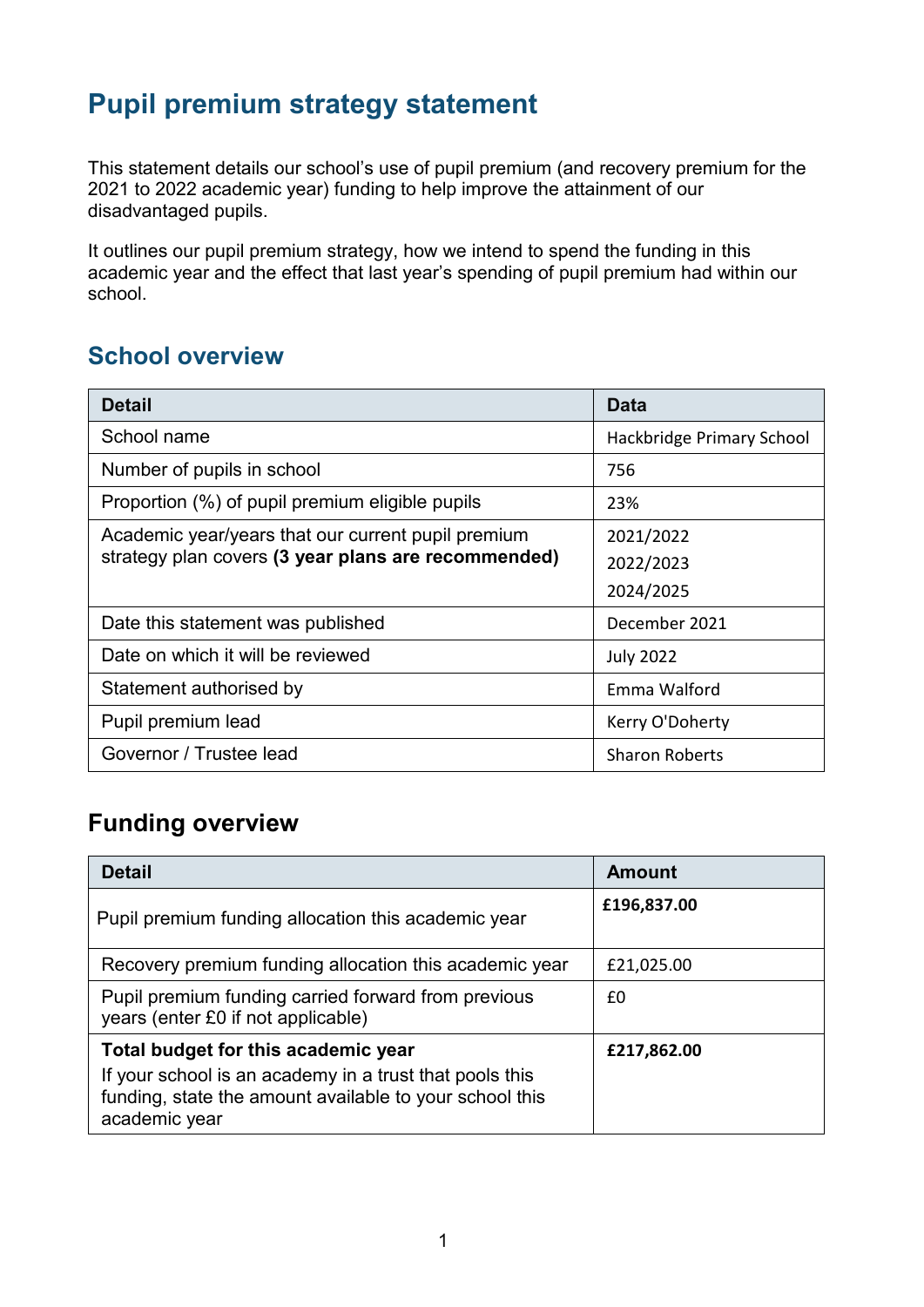# Pupil premium strategy statement

This statement details our school's use of pupil premium (and recovery premium for the 2021 to 2022 academic year) funding to help improve the attainment of our disadvantaged pupils.

It outlines our pupil premium strategy, how we intend to spend the funding in this academic year and the effect that last year's spending of pupil premium had within our school.

## School overview

| Detail | Data |
|---|---|
| School name | Hackbridge Primary School |
| Number of pupils in school | 756 |
| Proportion (%) of pupil premium eligible pupils | 23% |
| Academic year/years that our current pupil premium strategy plan covers **(3 year plans are recommended)** | 2021/2022<br>2022/2023<br>2024/2025 |
| Date this statement was published | December 2021 |
| Date on which it will be reviewed | July 2022 |
| Statement authorised by | Emma Walford |
| Pupil premium lead | Kerry O'Doherty |
| Governor / Trustee lead | Sharon Roberts |

## Funding overview

| Detail | Amount |
|---|---|
| Pupil premium funding allocation this academic year | **£196,837.00** |
| Recovery premium funding allocation this academic year | £21,025.00 |
| Pupil premium funding carried forward from previous years (enter £0 if not applicable) | £0 |
| **Total budget for this academic year**<br>If your school is an academy in a trust that pools this funding, state the amount available to your school this academic year | **£217,862.00** |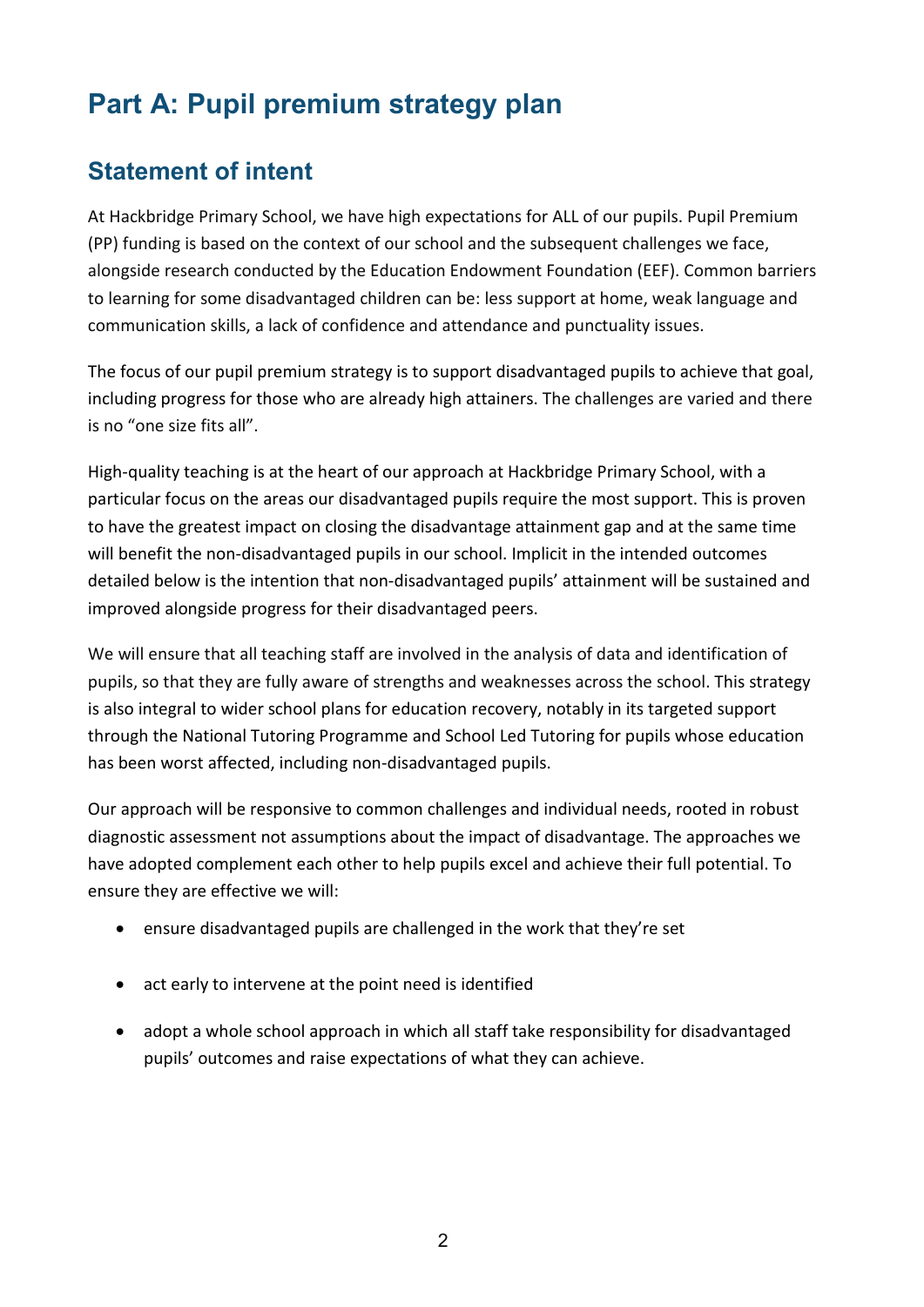# Part A: Pupil premium strategy plan

## Statement of intent

At Hackbridge Primary School, we have high expectations for ALL of our pupils. Pupil Premium (PP) funding is based on the context of our school and the subsequent challenges we face, alongside research conducted by the Education Endowment Foundation (EEF). Common barriers to learning for some disadvantaged children can be: less support at home, weak language and communication skills, a lack of confidence and attendance and punctuality issues.

The focus of our pupil premium strategy is to support disadvantaged pupils to achieve that goal, including progress for those who are already high attainers. The challenges are varied and there is no "one size fits all".

High-quality teaching is at the heart of our approach at Hackbridge Primary School, with a particular focus on the areas our disadvantaged pupils require the most support. This is proven to have the greatest impact on closing the disadvantage attainment gap and at the same time will benefit the non-disadvantaged pupils in our school. Implicit in the intended outcomes detailed below is the intention that non-disadvantaged pupils' attainment will be sustained and improved alongside progress for their disadvantaged peers.

We will ensure that all teaching staff are involved in the analysis of data and identification of pupils, so that they are fully aware of strengths and weaknesses across the school. This strategy is also integral to wider school plans for education recovery, notably in its targeted support through the National Tutoring Programme and School Led Tutoring for pupils whose education has been worst affected, including non-disadvantaged pupils.

Our approach will be responsive to common challenges and individual needs, rooted in robust diagnostic assessment not assumptions about the impact of disadvantage. The approaches we have adopted complement each other to help pupils excel and achieve their full potential. To ensure they are effective we will:

- ensure disadvantaged pupils are challenged in the work that they're set
- act early to intervene at the point need is identified
- adopt a whole school approach in which all staff take responsibility for disadvantaged pupils' outcomes and raise expectations of what they can achieve.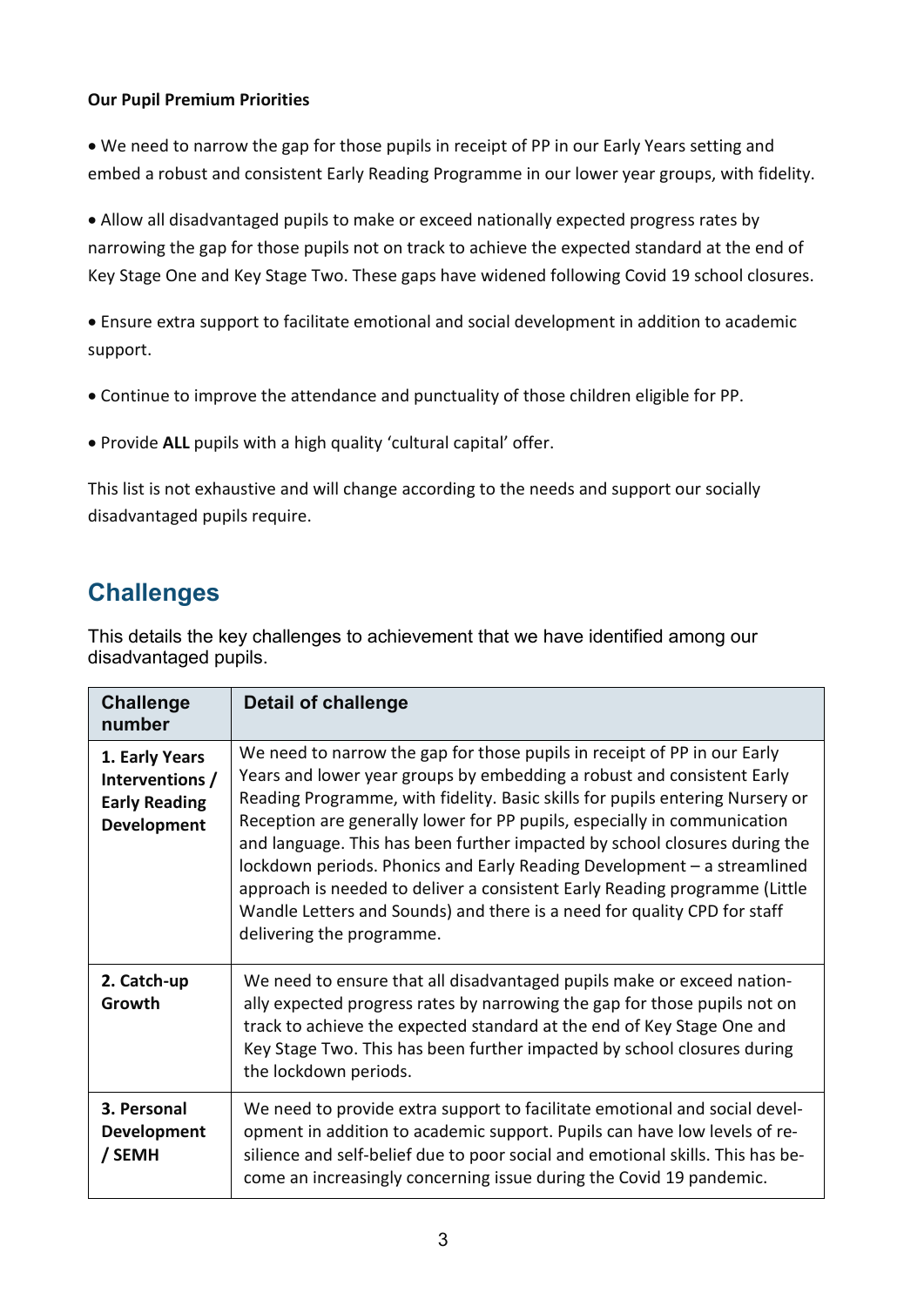**Our Pupil Premium Priorities**

- We need to narrow the gap for those pupils in receipt of PP in our Early Years setting and embed a robust and consistent Early Reading Programme in our lower year groups, with fidelity.
- Allow all disadvantaged pupils to make or exceed nationally expected progress rates by narrowing the gap for those pupils not on track to achieve the expected standard at the end of Key Stage One and Key Stage Two. These gaps have widened following Covid 19 school closures.
- Ensure extra support to facilitate emotional and social development in addition to academic support.
- Continue to improve the attendance and punctuality of those children eligible for PP.
- Provide **ALL** pupils with a high quality 'cultural capital' offer.

This list is not exhaustive and will change according to the needs and support our socially disadvantaged pupils require.

## Challenges

This details the key challenges to achievement that we have identified among our disadvantaged pupils.

| Challenge number | Detail of challenge |
|---|---|
| **1. Early Years Interventions / Early Reading Development** | We need to narrow the gap for those pupils in receipt of PP in our Early Years and lower year groups by embedding a robust and consistent Early Reading Programme, with fidelity. Basic skills for pupils entering Nursery or Reception are generally lower for PP pupils, especially in communication and language. This has been further impacted by school closures during the lockdown periods. Phonics and Early Reading Development – a streamlined approach is needed to deliver a consistent Early Reading programme (Little Wandle Letters and Sounds) and there is a need for quality CPD for staff delivering the programme. |
| **2. Catch-up Growth** | We need to ensure that all disadvantaged pupils make or exceed nationally expected progress rates by narrowing the gap for those pupils not on track to achieve the expected standard at the end of Key Stage One and Key Stage Two. This has been further impacted by school closures during the lockdown periods. |
| **3. Personal Development / SEMH** | We need to provide extra support to facilitate emotional and social development in addition to academic support. Pupils can have low levels of resilience and self-belief due to poor social and emotional skills. This has become an increasingly concerning issue during the Covid 19 pandemic. |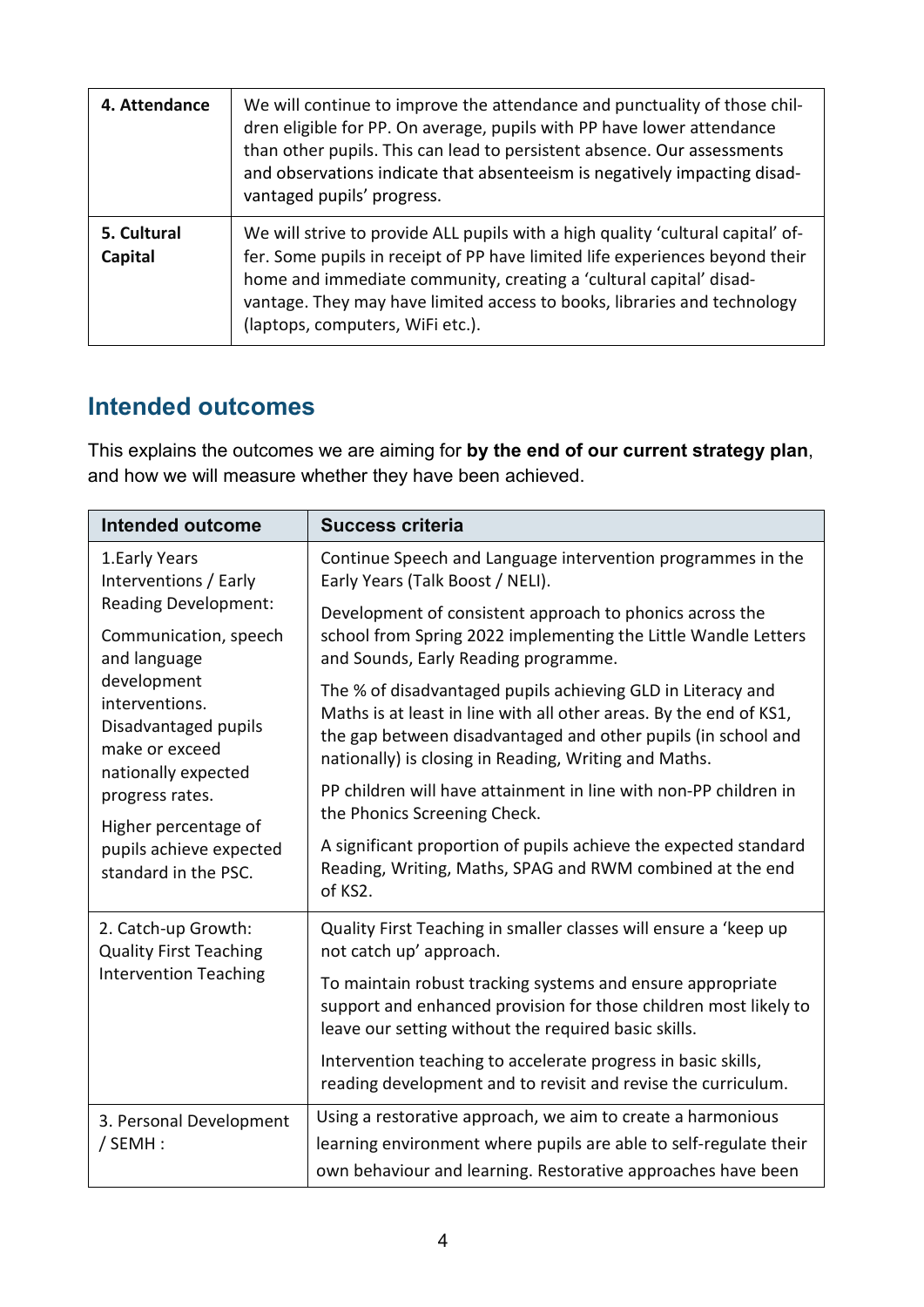| | |
|---|---|
| **4. Attendance** | We will continue to improve the attendance and punctuality of those children eligible for PP. On average, pupils with PP have lower attendance than other pupils. This can lead to persistent absence. Our assessments and observations indicate that absenteeism is negatively impacting disadvantaged pupils' progress. |
| **5. Cultural Capital** | We will strive to provide ALL pupils with a high quality 'cultural capital' offer. Some pupils in receipt of PP have limited life experiences beyond their home and immediate community, creating a 'cultural capital' disadvantage. They may have limited access to books, libraries and technology (laptops, computers, WiFi etc.). |

## Intended outcomes

This explains the outcomes we are aiming for **by the end of our current strategy plan**, and how we will measure whether they have been achieved.

| Intended outcome | Success criteria |
|---|---|
| 1.Early Years Interventions / Early Reading Development:<br><br>Communication, speech and language development interventions. Disadvantaged pupils make or exceed nationally expected progress rates.<br><br>Higher percentage of pupils achieve expected standard in the PSC. | Continue Speech and Language intervention programmes in the Early Years (Talk Boost / NELI).<br><br>Development of consistent approach to phonics across the school from Spring 2022 implementing the Little Wandle Letters and Sounds, Early Reading programme.<br><br>The % of disadvantaged pupils achieving GLD in Literacy and Maths is at least in line with all other areas. By the end of KS1, the gap between disadvantaged and other pupils (in school and nationally) is closing in Reading, Writing and Maths.<br><br>PP children will have attainment in line with non-PP children in the Phonics Screening Check.<br><br>A significant proportion of pupils achieve the expected standard Reading, Writing, Maths, SPAG and RWM combined at the end of KS2. |
| 2. Catch-up Growth: Quality First Teaching Intervention Teaching | Quality First Teaching in smaller classes will ensure a 'keep up not catch up' approach.<br><br>To maintain robust tracking systems and ensure appropriate support and enhanced provision for those children most likely to leave our setting without the required basic skills.<br><br>Intervention teaching to accelerate progress in basic skills, reading development and to revisit and revise the curriculum. |
| 3. Personal Development / SEMH : | Using a restorative approach, we aim to create a harmonious learning environment where pupils are able to self-regulate their own behaviour and learning. Restorative approaches have been |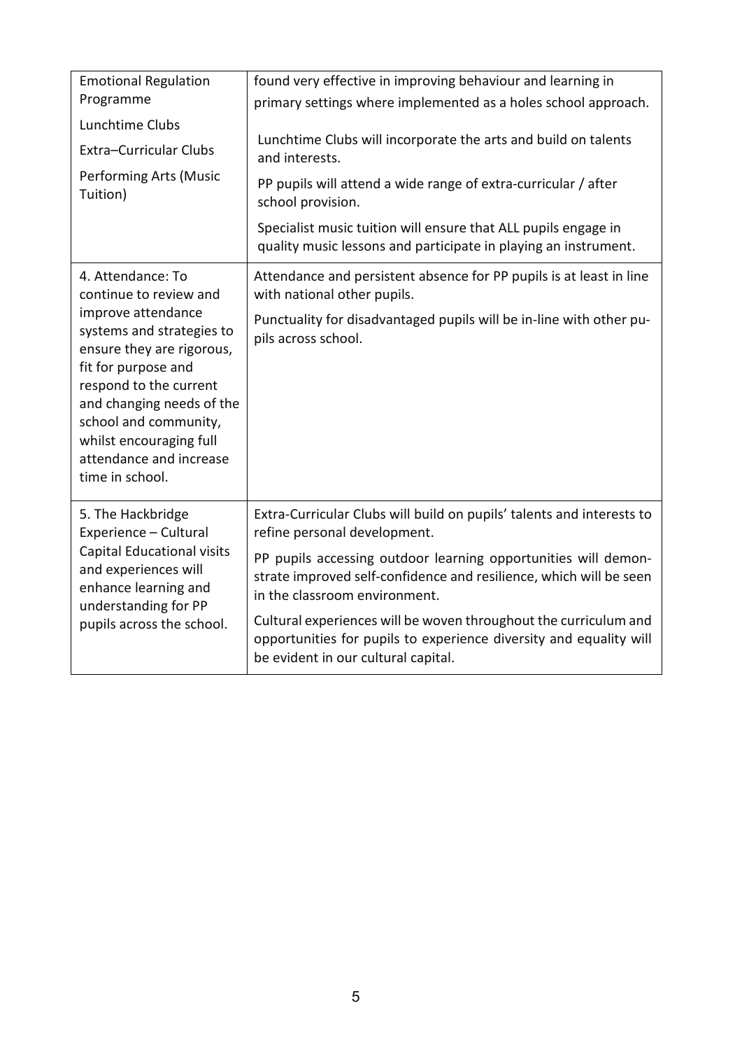| | |
|---|---|
| Emotional Regulation Programme<br>Lunchtime Clubs<br>Extra–Curricular Clubs<br>Performing Arts (Music Tuition) | found very effective in improving behaviour and learning in primary settings where implemented as a holes school approach.<br>Lunchtime Clubs will incorporate the arts and build on talents and interests.<br>PP pupils will attend a wide range of extra-curricular / after school provision.<br>Specialist music tuition will ensure that ALL pupils engage in quality music lessons and participate in playing an instrument. |
| 4. Attendance: To continue to review and improve attendance systems and strategies to ensure they are rigorous, fit for purpose and respond to the current and changing needs of the school and community, whilst encouraging full attendance and increase time in school. | Attendance and persistent absence for PP pupils is at least in line with national other pupils.<br>Punctuality for disadvantaged pupils will be in-line with other pupils across school. |
| 5. The Hackbridge Experience – Cultural Capital Educational visits and experiences will enhance learning and understanding for PP pupils across the school. | Extra-Curricular Clubs will build on pupils' talents and interests to refine personal development.<br>PP pupils accessing outdoor learning opportunities will demonstrate improved self-confidence and resilience, which will be seen in the classroom environment.<br>Cultural experiences will be woven throughout the curriculum and opportunities for pupils to experience diversity and equality will be evident in our cultural capital. |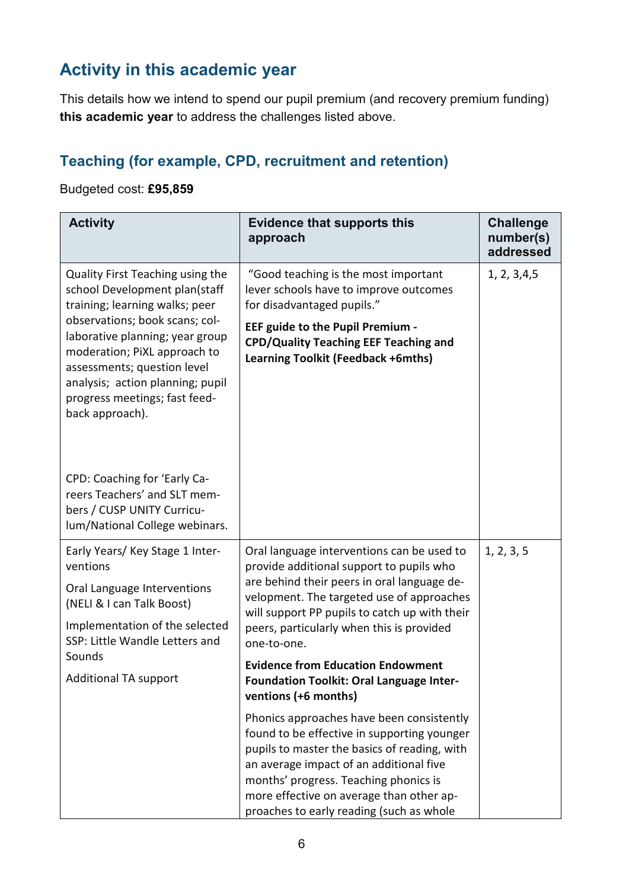## Activity in this academic year

This details how we intend to spend our pupil premium (and recovery premium funding) **this academic year** to address the challenges listed above.

### Teaching (for example, CPD, recruitment and retention)

Budgeted cost: **£95,859**

| Activity | Evidence that supports this approach | Challenge number(s) addressed |
|---|---|---|
| Quality First Teaching using the school Development plan(staff training; learning walks; peer observations; book scans; collaborative planning; year group moderation; PiXL approach to assessments; question level analysis; action planning; pupil progress meetings; fast feedback approach).<br><br>CPD: Coaching for 'Early Careers Teachers' and SLT members / CUSP UNITY Curriculum/National College webinars. | "Good teaching is the most important lever schools have to improve outcomes for disadvantaged pupils."<br><br>**EEF guide to the Pupil Premium - CPD/Quality Teaching EEF Teaching and Learning Toolkit (Feedback +6mths)** | 1, 2, 3,4,5 |
| Early Years/ Key Stage 1 Interventions<br><br>Oral Language Interventions (NELI & I can Talk Boost)<br><br>Implementation of the selected SSP: Little Wandle Letters and Sounds<br><br>Additional TA support | Oral language interventions can be used to provide additional support to pupils who are behind their peers in oral language development. The targeted use of approaches will support PP pupils to catch up with their peers, particularly when this is provided one-to-one.<br><br>**Evidence from Education Endowment Foundation Toolkit: Oral Language Interventions (+6 months)**<br><br>Phonics approaches have been consistently found to be effective in supporting younger pupils to master the basics of reading, with an average impact of an additional five months' progress. Teaching phonics is more effective on average than other approaches to early reading (such as whole | 1, 2, 3, 5 |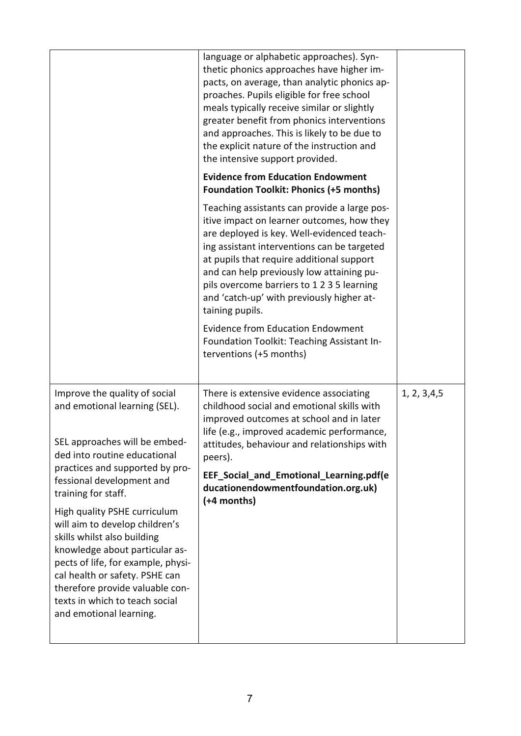| | | |
|---|---|---|
| | language or alphabetic approaches). Synthetic phonics approaches have higher impacts, on average, than analytic phonics approaches. Pupils eligible for free school meals typically receive similar or slightly greater benefit from phonics interventions and approaches. This is likely to be due to the explicit nature of the instruction and the intensive support provided.<br><br>**Evidence from Education Endowment Foundation Toolkit: Phonics (+5 months)**<br><br>Teaching assistants can provide a large positive impact on learner outcomes, how they are deployed is key. Well-evidenced teaching assistant interventions can be targeted at pupils that require additional support and can help previously low attaining pupils overcome barriers to 1 2 3 5 learning and 'catch-up' with previously higher attaining pupils.<br><br>Evidence from Education Endowment Foundation Toolkit: Teaching Assistant Interventions (+5 months) | |
| Improve the quality of social and emotional learning (SEL).<br><br>SEL approaches will be embedded into routine educational practices and supported by professional development and training for staff.<br><br>High quality PSHE curriculum will aim to develop children's skills whilst also building knowledge about particular aspects of life, for example, physical health or safety. PSHE can therefore provide valuable contexts in which to teach social and emotional learning. | There is extensive evidence associating childhood social and emotional skills with improved outcomes at school and in later life (e.g., improved academic performance, attitudes, behaviour and relationships with peers).<br><br>**EEF_Social_and_Emotional_Learning.pdf(educationendowmentfoundation.org.uk) (+4 months)** | 1, 2, 3,4,5 |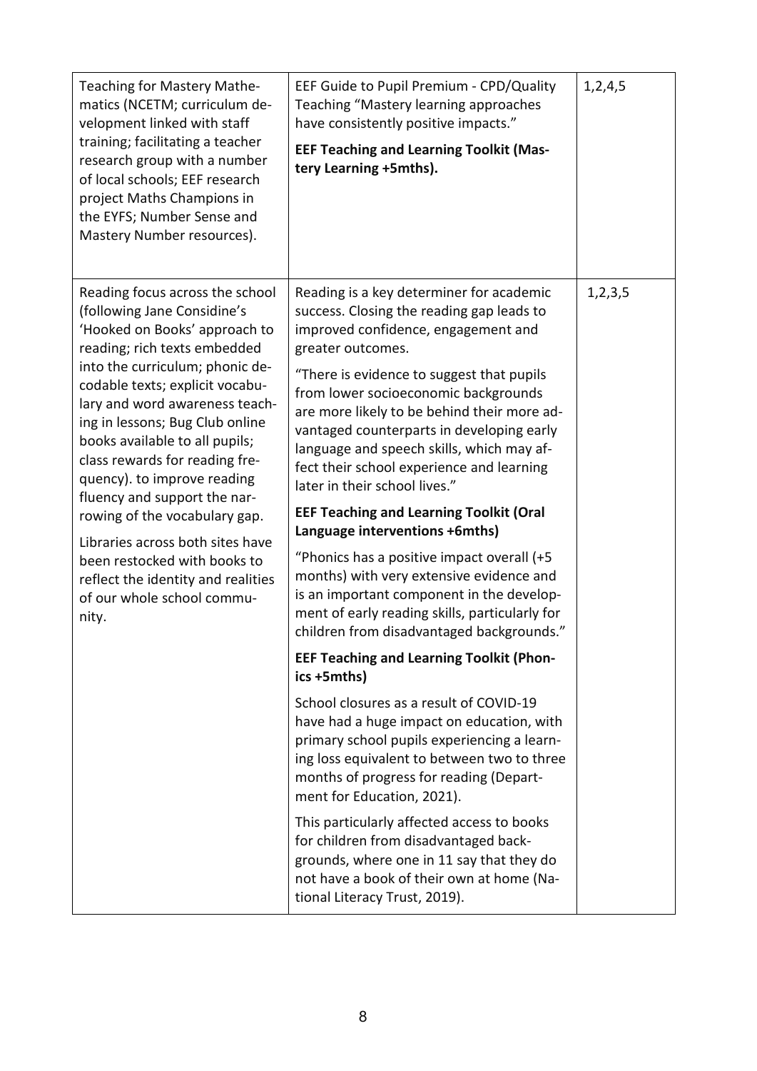| | | |
|---|---|---|
| Teaching for Mastery Mathematics (NCETM; curriculum development linked with staff training; facilitating a teacher research group with a number of local schools; EEF research project Maths Champions in the EYFS; Number Sense and Mastery Number resources). | EEF Guide to Pupil Premium - CPD/Quality Teaching "Mastery learning approaches have consistently positive impacts."<br><br>**EEF Teaching and Learning Toolkit (Mastery Learning +5mths).** | 1,2,4,5 |
| Reading focus across the school (following Jane Considine's 'Hooked on Books' approach to reading; rich texts embedded into the curriculum; phonic decodable texts; explicit vocabulary and word awareness teaching in lessons; Bug Club online books available to all pupils; class rewards for reading frequency). to improve reading fluency and support the narrowing of the vocabulary gap.<br><br>Libraries across both sites have been restocked with books to reflect the identity and realities of our whole school community. | Reading is a key determiner for academic success. Closing the reading gap leads to improved confidence, engagement and greater outcomes.<br><br>"There is evidence to suggest that pupils from lower socioeconomic backgrounds are more likely to be behind their more advantaged counterparts in developing early language and speech skills, which may affect their school experience and learning later in their school lives."<br><br>**EEF Teaching and Learning Toolkit (Oral Language interventions +6mths)**<br><br>"Phonics has a positive impact overall (+5 months) with very extensive evidence and is an important component in the development of early reading skills, particularly for children from disadvantaged backgrounds."<br><br>**EEF Teaching and Learning Toolkit (Phonics +5mths)**<br><br>School closures as a result of COVID-19 have had a huge impact on education, with primary school pupils experiencing a learning loss equivalent to between two to three months of progress for reading (Department for Education, 2021).<br><br>This particularly affected access to books for children from disadvantaged backgrounds, where one in 11 say that they do not have a book of their own at home (National Literacy Trust, 2019). | 1,2,3,5 |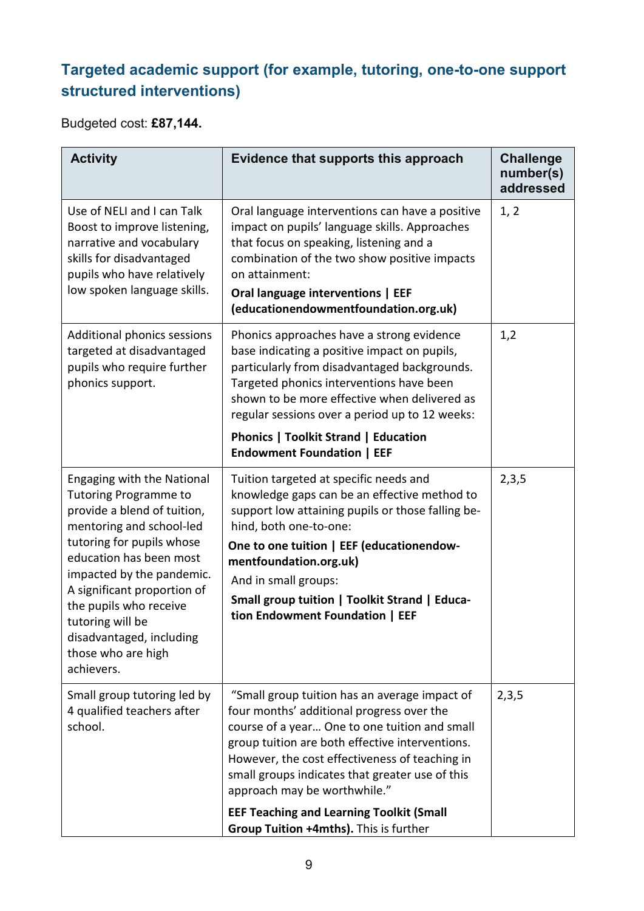## Targeted academic support (for example, tutoring, one-to-one support structured interventions)

Budgeted cost: **£87,144.**

| Activity | Evidence that supports this approach | Challenge number(s) addressed |
|---|---|---|
| Use of NELI and I can Talk Boost to improve listening, narrative and vocabulary skills for disadvantaged pupils who have relatively low spoken language skills. | Oral language interventions can have a positive impact on pupils' language skills. Approaches that focus on speaking, listening and a combination of the two show positive impacts on attainment:<br>**Oral language interventions \| EEF (educationendowmentfoundation.org.uk)** | 1, 2 |
| Additional phonics sessions targeted at disadvantaged pupils who require further phonics support. | Phonics approaches have a strong evidence base indicating a positive impact on pupils, particularly from disadvantaged backgrounds. Targeted phonics interventions have been shown to be more effective when delivered as regular sessions over a period up to 12 weeks:<br>**Phonics \| Toolkit Strand \| Education Endowment Foundation \| EEF** | 1,2 |
| Engaging with the National Tutoring Programme to provide a blend of tuition, mentoring and school-led tutoring for pupils whose education has been most impacted by the pandemic. A significant proportion of the pupils who receive tutoring will be disadvantaged, including those who are high achievers. | Tuition targeted at specific needs and knowledge gaps can be an effective method to support low attaining pupils or those falling behind, both one-to-one:<br>**One to one tuition \| EEF (educationendowmentfoundation.org.uk)**<br>And in small groups:<br>**Small group tuition \| Toolkit Strand \| Education Endowment Foundation \| EEF** | 2,3,5 |
| Small group tutoring led by 4 qualified teachers after school. | "Small group tuition has an average impact of four months' additional progress over the course of a year… One to one tuition and small group tuition are both effective interventions. However, the cost effectiveness of teaching in small groups indicates that greater use of this approach may be worthwhile."<br>**EEF Teaching and Learning Toolkit (Small Group Tuition +4mths).** This is further | 2,3,5 |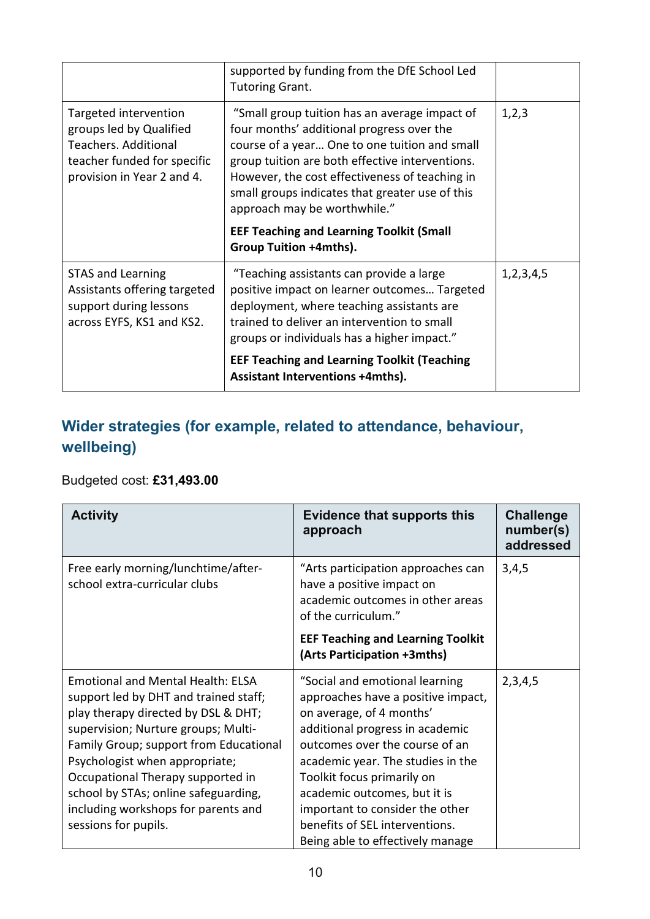| | | |
|---|---|---|
| | supported by funding from the DfE School Led Tutoring Grant. | |
| Targeted intervention groups led by Qualified Teachers. Additional teacher funded for specific provision in Year 2 and 4. | "Small group tuition has an average impact of four months' additional progress over the course of a year… One to one tuition and small group tuition are both effective interventions. However, the cost effectiveness of teaching in small groups indicates that greater use of this approach may be worthwhile."<br><br>**EEF Teaching and Learning Toolkit (Small Group Tuition +4mths).** | 1,2,3 |
| STAS and Learning Assistants offering targeted support during lessons across EYFS, KS1 and KS2. | "Teaching assistants can provide a large positive impact on learner outcomes… Targeted deployment, where teaching assistants are trained to deliver an intervention to small groups or individuals has a higher impact."<br><br>**EEF Teaching and Learning Toolkit (Teaching Assistant Interventions +4mths).** | 1,2,3,4,5 |

## Wider strategies (for example, related to attendance, behaviour, wellbeing)

Budgeted cost: **£31,493.00**

| Activity | Evidence that supports this approach | Challenge number(s) addressed |
|---|---|---|
| Free early morning/lunchtime/after-school extra-curricular clubs | "Arts participation approaches can have a positive impact on academic outcomes in other areas of the curriculum."<br><br>**EEF Teaching and Learning Toolkit (Arts Participation +3mths)** | 3,4,5 |
| Emotional and Mental Health: ELSA support led by DHT and trained staff; play therapy directed by DSL & DHT; supervision; Nurture groups; Multi-Family Group; support from Educational Psychologist when appropriate; Occupational Therapy supported in school by STAs; online safeguarding, including workshops for parents and sessions for pupils. | "Social and emotional learning approaches have a positive impact, on average, of 4 months' additional progress in academic outcomes over the course of an academic year. The studies in the Toolkit focus primarily on academic outcomes, but it is important to consider the other benefits of SEL interventions. Being able to effectively manage | 2,3,4,5 |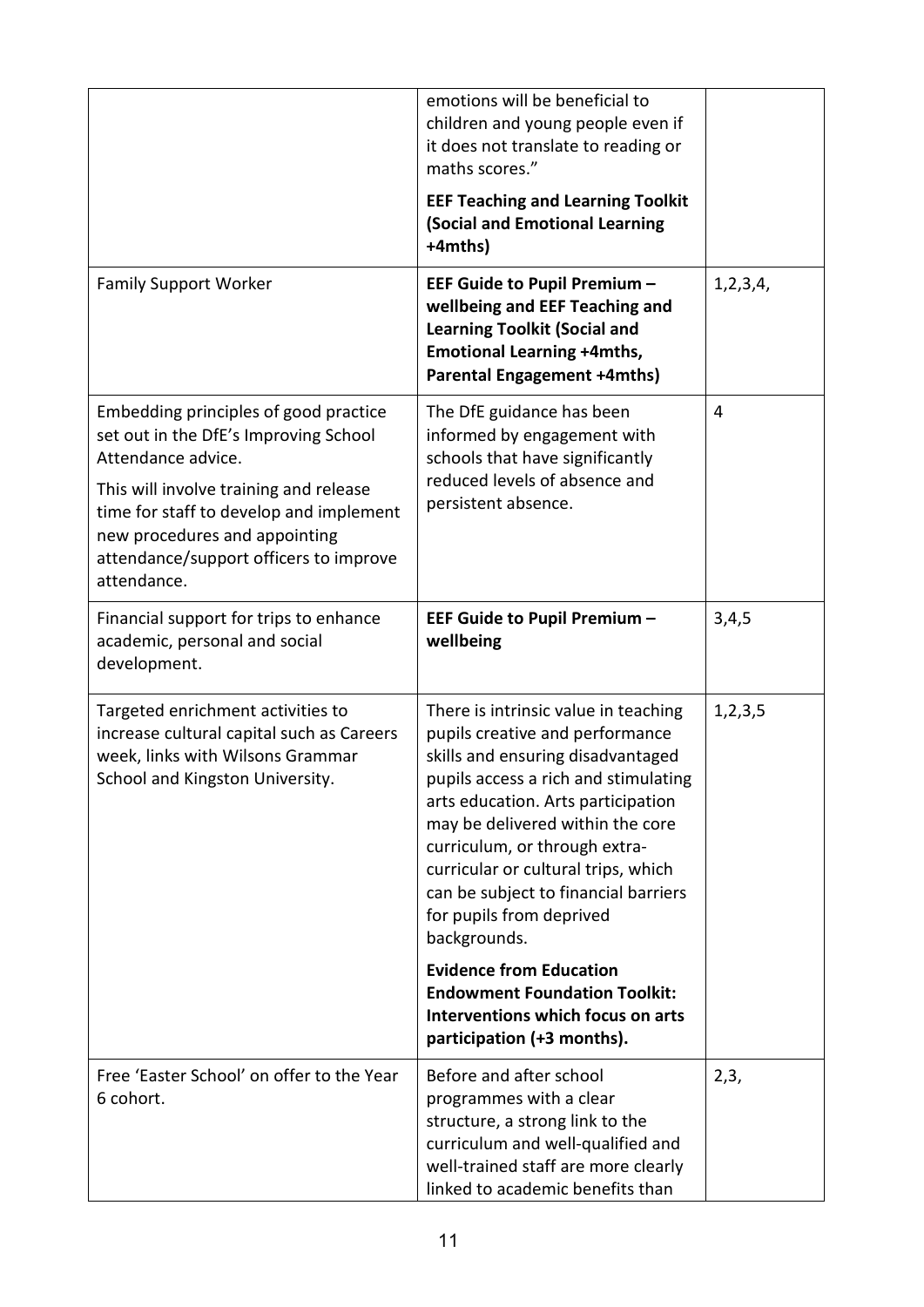| | | |
|---|---|---|
| | emotions will be beneficial to children and young people even if it does not translate to reading or maths scores."<br><br>**EEF Teaching and Learning Toolkit (Social and Emotional Learning +4mths)** | |
| Family Support Worker | **EEF Guide to Pupil Premium – wellbeing and EEF Teaching and Learning Toolkit (Social and Emotional Learning +4mths, Parental Engagement +4mths)** | 1,2,3,4, |
| Embedding principles of good practice set out in the DfE's Improving School Attendance advice.<br><br>This will involve training and release time for staff to develop and implement new procedures and appointing attendance/support officers to improve attendance. | The DfE guidance has been informed by engagement with schools that have significantly reduced levels of absence and persistent absence. | 4 |
| Financial support for trips to enhance academic, personal and social development. | **EEF Guide to Pupil Premium – wellbeing** | 3,4,5 |
| Targeted enrichment activities to increase cultural capital such as Careers week, links with Wilsons Grammar School and Kingston University. | There is intrinsic value in teaching pupils creative and performance skills and ensuring disadvantaged pupils access a rich and stimulating arts education. Arts participation may be delivered within the core curriculum, or through extra-curricular or cultural trips, which can be subject to financial barriers for pupils from deprived backgrounds.<br><br>**Evidence from Education Endowment Foundation Toolkit: Interventions which focus on arts participation (+3 months).** | 1,2,3,5 |
| Free 'Easter School' on offer to the Year 6 cohort. | Before and after school programmes with a clear structure, a strong link to the curriculum and well-qualified and well-trained staff are more clearly linked to academic benefits than | 2,3, |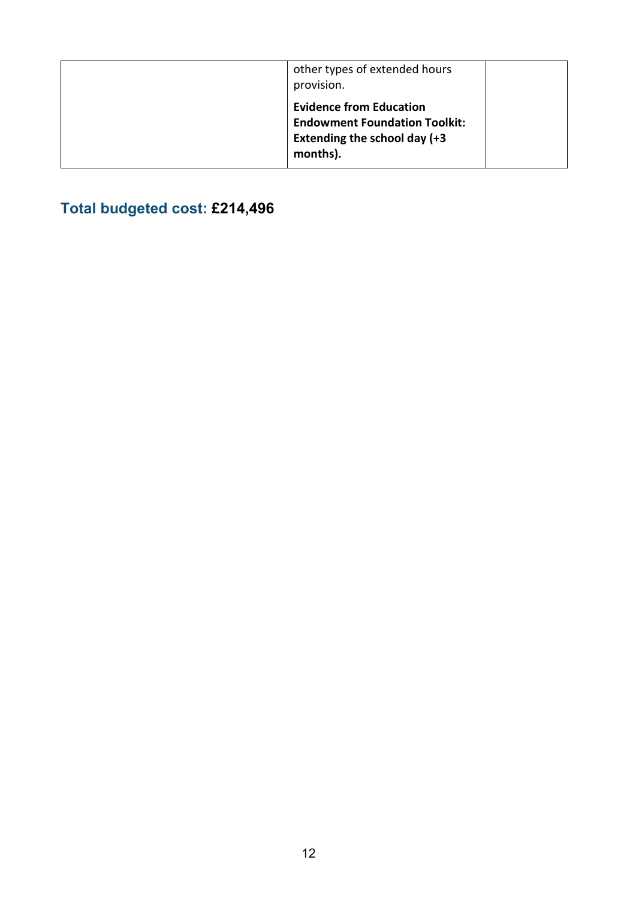|  |  |  |
|---|---|---|
|  | other types of extended hours provision.<br><br>**Evidence from Education Endowment Foundation Toolkit: Extending the school day (+3 months).** |  |

## Total budgeted cost: **£214,496**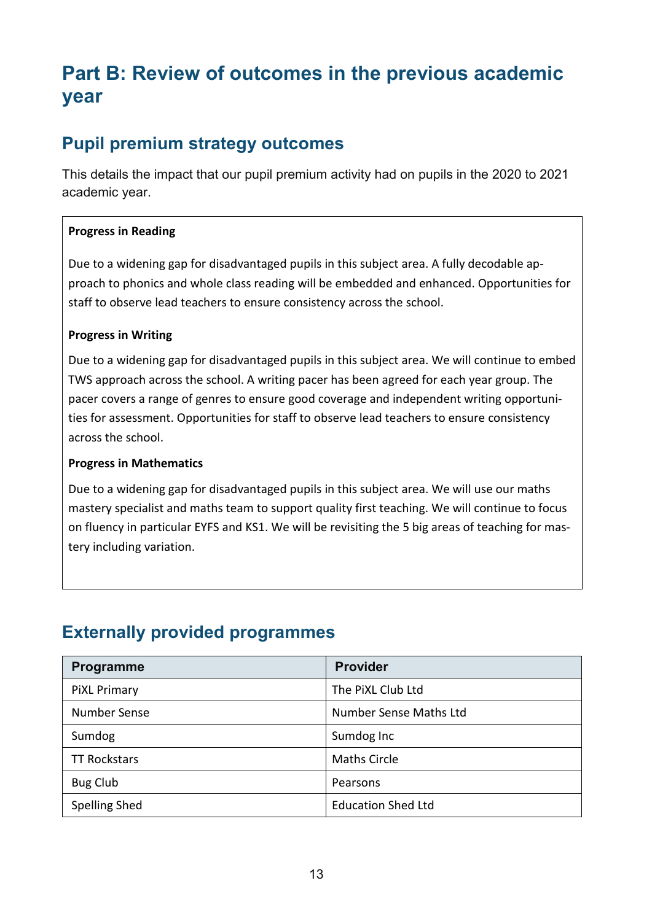# Part B: Review of outcomes in the previous academic year

## Pupil premium strategy outcomes

This details the impact that our pupil premium activity had on pupils in the 2020 to 2021 academic year.

**Progress in Reading**

Due to a widening gap for disadvantaged pupils in this subject area. A fully decodable approach to phonics and whole class reading will be embedded and enhanced. Opportunities for staff to observe lead teachers to ensure consistency across the school.

**Progress in Writing**

Due to a widening gap for disadvantaged pupils in this subject area. We will continue to embed TWS approach across the school. A writing pacer has been agreed for each year group. The pacer covers a range of genres to ensure good coverage and independent writing opportunities for assessment. Opportunities for staff to observe lead teachers to ensure consistency across the school.

**Progress in Mathematics**

Due to a widening gap for disadvantaged pupils in this subject area. We will use our maths mastery specialist and maths team to support quality first teaching. We will continue to focus on fluency in particular EYFS and KS1. We will be revisiting the 5 big areas of teaching for mastery including variation.

## Externally provided programmes

| Programme | Provider |
|---|---|
| PiXL Primary | The PiXL Club Ltd |
| Number Sense | Number Sense Maths Ltd |
| Sumdog | Sumdog Inc |
| TT Rockstars | Maths Circle |
| Bug Club | Pearsons |
| Spelling Shed | Education Shed Ltd |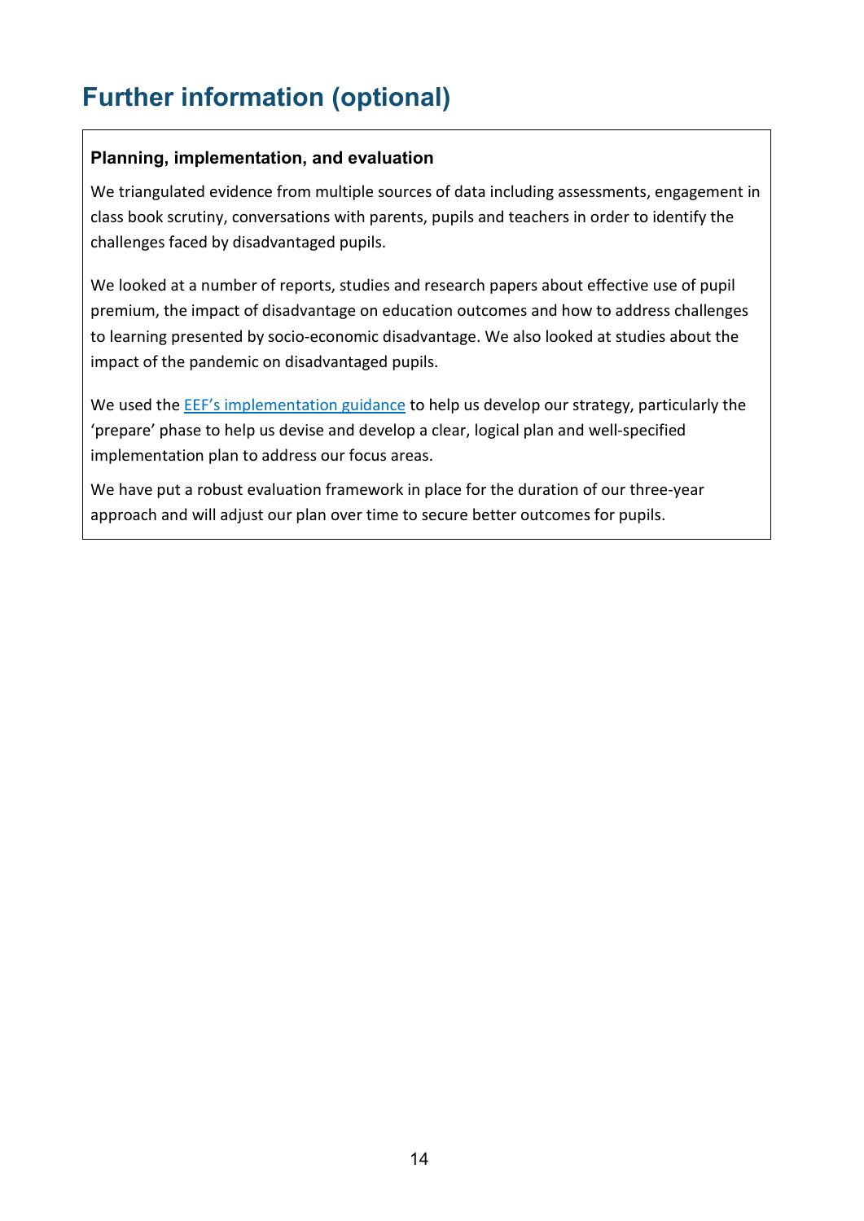# Further information (optional)

### Planning, implementation, and evaluation

We triangulated evidence from multiple sources of data including assessments, engagement in class book scrutiny, conversations with parents, pupils and teachers in order to identify the challenges faced by disadvantaged pupils.

We looked at a number of reports, studies and research papers about effective use of pupil premium, the impact of disadvantage on education outcomes and how to address challenges to learning presented by socio-economic disadvantage. We also looked at studies about the impact of the pandemic on disadvantaged pupils.

We used the EEF's implementation guidance to help us develop our strategy, particularly the 'prepare' phase to help us devise and develop a clear, logical plan and well-specified implementation plan to address our focus areas.

We have put a robust evaluation framework in place for the duration of our three-year approach and will adjust our plan over time to secure better outcomes for pupils.